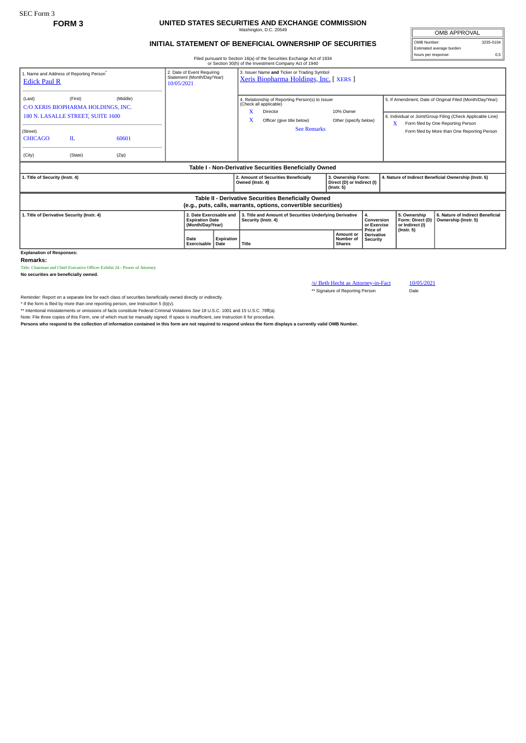SEC Form 3

**FORM 3**

# UNITED STATES SECURITIES AND EXCHANGE COMMISSION

Washington, D.C. 20549

## INITIAL STATEMENT OF BENEFICIAL OWNERSHIP OF SECURITIES

| OMB APPROVAL | |
|---|---|
| OMB Number: | 3235-0104 |
| Estimated average burden | |
| hours per response: | 0.5 |

Filed pursuant to Section 16(a) of the Securities Exchange Act of 1934 or Section 30(h) of the Investment Company Act of 1940

1. Name and Address of Reporting Person*
Edick Paul R

(Last) (First) (Middle)
C/O XERIS BIOPHARMA HOLDINGS, INC.
180 N. LASALLE STREET, SUITE 1600

(Street)
CHICAGO IL 60601

(City) (State) (Zip)

2. Date of Event Requiring Statement (Month/Day/Year)
10/05/2021

3. Issuer Name **and** Ticker or Trading Symbol
Xeris Biopharma Holdings, Inc. [ XERS ]

4. Relationship of Reporting Person(s) to Issuer (Check all applicable)

| | | | |
|---|---|---|---|
| X | Director | | 10% Owner |
| X | Officer (give title below) | | Other (specify below) |

See Remarks

5. If Amendment, Date of Original Filed (Month/Day/Year)

6. Individual or Joint/Group Filing (Check Applicable Line)

| | |
|---|---|
| X | Form filed by One Reporting Person |
| | Form filed by More than One Reporting Person |

### Table I - Non-Derivative Securities Beneficially Owned

| 1. Title of Security (Instr. 4) | 2. Amount of Securities Beneficially Owned (Instr. 4) | 3. Ownership Form: Direct (D) or Indirect (I) (Instr. 5) | 4. Nature of Indirect Beneficial Ownership (Instr. 5) |
|---|---|---|---|

### Table II - Derivative Securities Beneficially Owned (e.g., puts, calls, warrants, options, convertible securities)

| 1. Title of Derivative Security (Instr. 4) | 2. Date Exercisable and Expiration Date (Month/Day/Year) | | 3. Title and Amount of Securities Underlying Derivative Security (Instr. 4) | | 4. Conversion or Exercise Price of Derivative Security | 5. Ownership Form: Direct (D) or Indirect (I) (Instr. 5) | 6. Nature of Indirect Beneficial Ownership (Instr. 5) |
|---|---|---|---|---|---|---|---|
| | Date Exercisable | Expiration Date | Title | Amount or Number of Shares | | | |

**Explanation of Responses:**

**Remarks:**

Title: Chairman and Chief Executive Officer Exhibit 24 - Power of Attorney

**No securities are beneficially owned.**

/s/ Beth Hecht as Attorney-in-Fact 10/05/2021

** Signature of Reporting Person Date

Reminder: Report on a separate line for each class of securities beneficially owned directly or indirectly.

\* If the form is filed by more than one reporting person, *see* Instruction 5 (b)(v).

** Intentional misstatements or omissions of facts constitute Federal Criminal Violations *See* 18 U.S.C. 1001 and 15 U.S.C. 78ff(a).

Note: File three copies of this Form, one of which must be manually signed. If space is insufficient, *see* Instruction 6 for procedure.

**Persons who respond to the collection of information contained in this form are not required to respond unless the form displays a currently valid OMB Number.**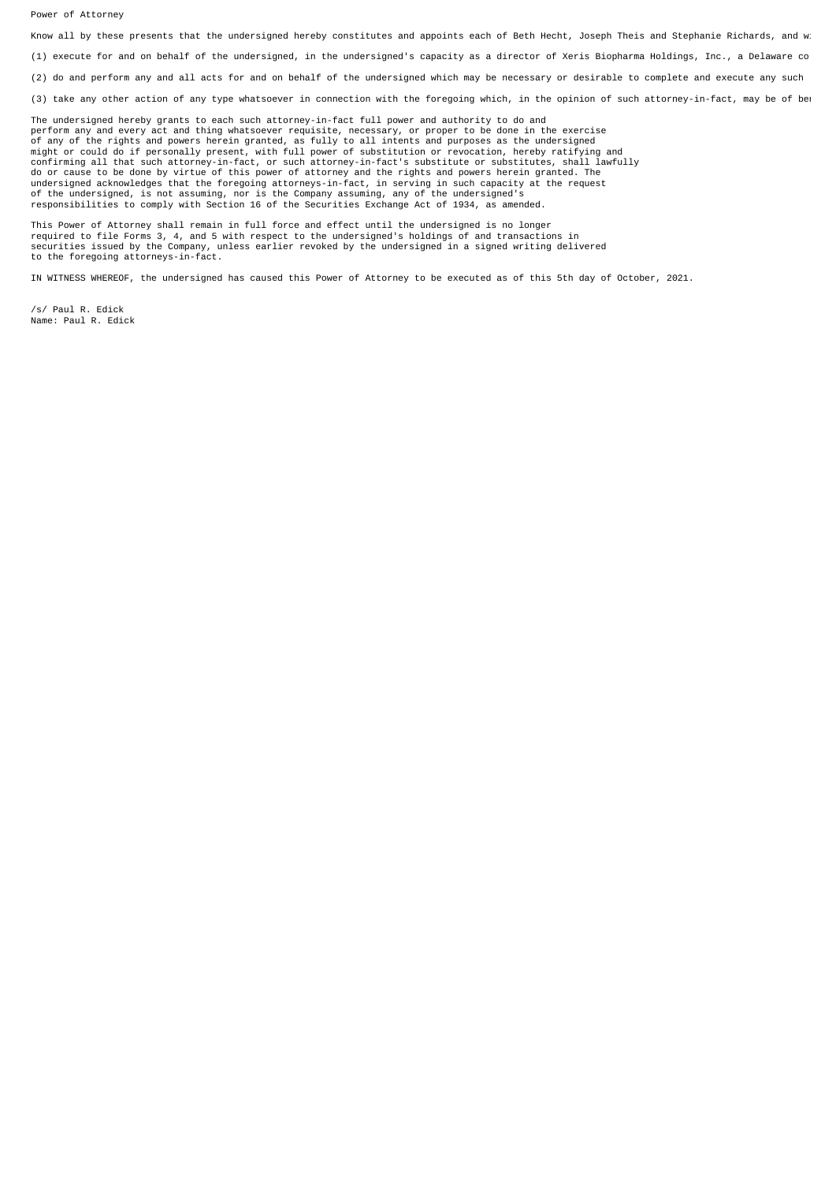Power of Attorney

Know all by these presents that the undersigned hereby constitutes and appoints each of Beth Hecht, Joseph Theis and Stephanie Richards, and w

(1) execute for and on behalf of the undersigned, in the undersigned's capacity as a director of Xeris Biopharma Holdings, Inc., a Delaware co

(2) do and perform any and all acts for and on behalf of the undersigned which may be necessary or desirable to complete and execute any such

(3) take any other action of any type whatsoever in connection with the foregoing which, in the opinion of such attorney-in-fact, may be of be

The undersigned hereby grants to each such attorney-in-fact full power and authority to do and perform any and every act and thing whatsoever requisite, necessary, or proper to be done in the exercise of any of the rights and powers herein granted, as fully to all intents and purposes as the undersigned might or could do if personally present, with full power of substitution or revocation, hereby ratifying and confirming all that such attorney-in-fact, or such attorney-in-fact's substitute or substitutes, shall lawfully do or cause to be done by virtue of this power of attorney and the rights and powers herein granted. The undersigned acknowledges that the foregoing attorneys-in-fact, in serving in such capacity at the request of the undersigned, is not assuming, nor is the Company assuming, any of the undersigned's responsibilities to comply with Section 16 of the Securities Exchange Act of 1934, as amended.

This Power of Attorney shall remain in full force and effect until the undersigned is no longer required to file Forms 3, 4, and 5 with respect to the undersigned's holdings of and transactions in securities issued by the Company, unless earlier revoked by the undersigned in a signed writing delivered to the foregoing attorneys-in-fact.

IN WITNESS WHEREOF, the undersigned has caused this Power of Attorney to be executed as of this 5th day of October, 2021.

/s/ Paul R. Edick
Name: Paul R. Edick